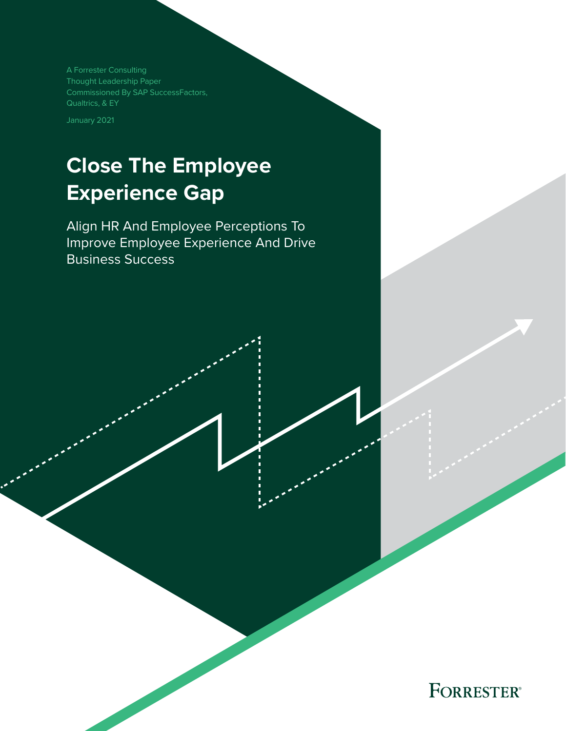A Forrester Consulting
Thought Leadership Paper
Commissioned By SAP SuccessFactors, Qualtrics, & EY

January 2021

# Close The Employee Experience Gap

## Align HR And Employee Perceptions To Improve Employee Experience And Drive Business Success

FORRESTER®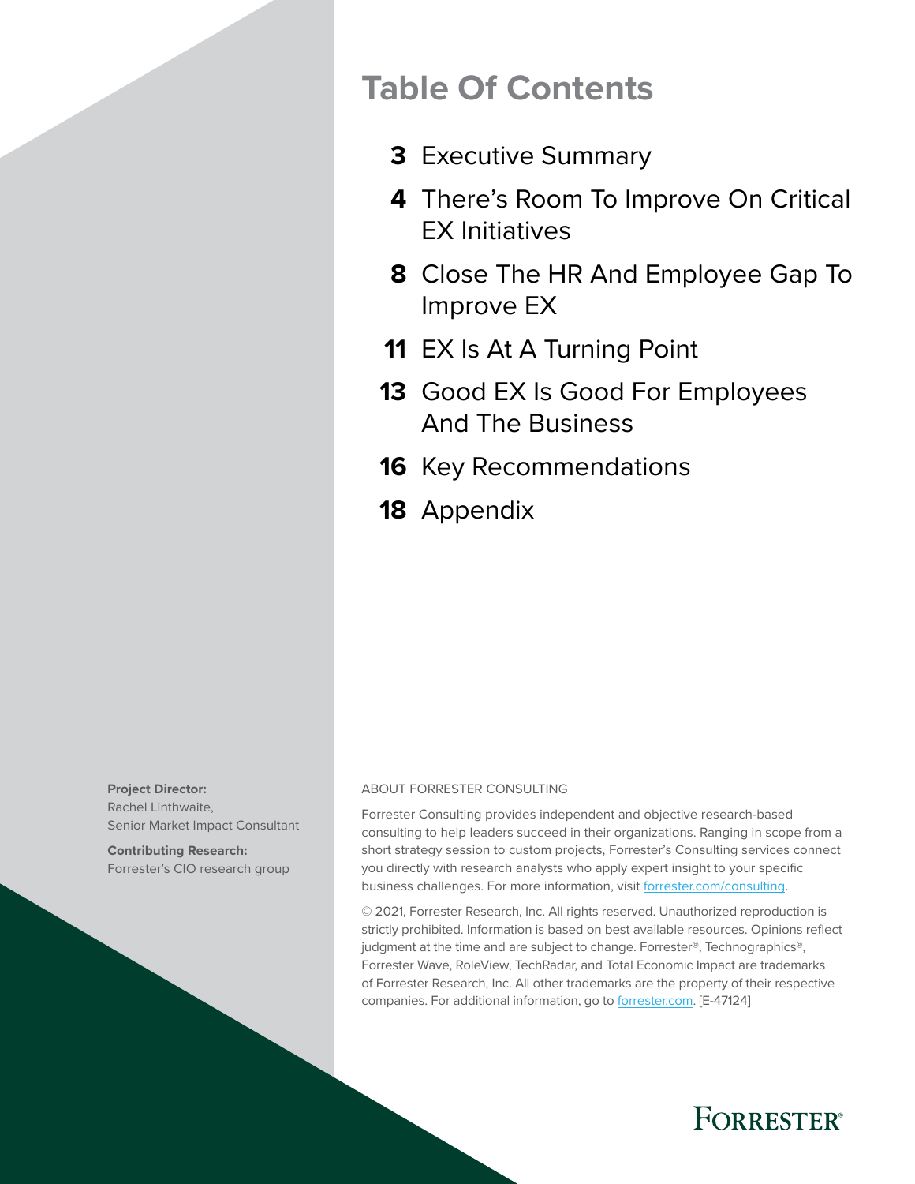# Table Of Contents

**3** Executive Summary

**4** There's Room To Improve On Critical EX Initiatives

**8** Close The HR And Employee Gap To Improve EX

**11** EX Is At A Turning Point

**13** Good EX Is Good For Employees And The Business

**16** Key Recommendations

**18** Appendix

**Project Director:**
Rachel Linthwaite,
Senior Market Impact Consultant

**Contributing Research:**
Forrester's CIO research group

ABOUT FORRESTER CONSULTING

Forrester Consulting provides independent and objective research-based consulting to help leaders succeed in their organizations. Ranging in scope from a short strategy session to custom projects, Forrester's Consulting services connect you directly with research analysts who apply expert insight to your specific business challenges. For more information, visit forrester.com/consulting.

© 2021, Forrester Research, Inc. All rights reserved. Unauthorized reproduction is strictly prohibited. Information is based on best available resources. Opinions reflect judgment at the time and are subject to change. Forrester®, Technographics®, Forrester Wave, RoleView, TechRadar, and Total Economic Impact are trademarks of Forrester Research, Inc. All other trademarks are the property of their respective companies. For additional information, go to forrester.com. [E-47124]

FORRESTER®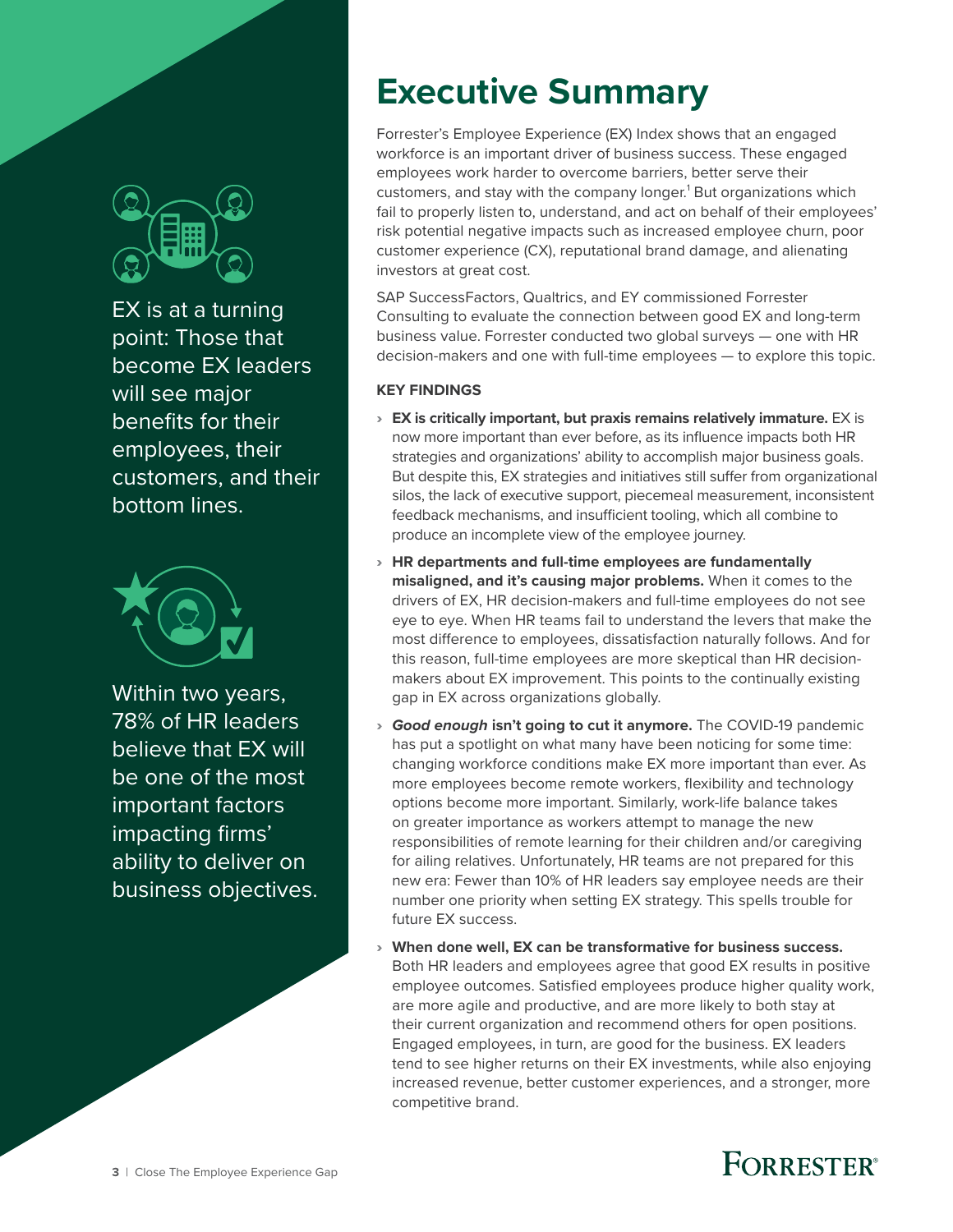EX is at a turning point: Those that become EX leaders will see major benefits for their employees, their customers, and their bottom lines.

Within two years, 78% of HR leaders believe that EX will be one of the most important factors impacting firms' ability to deliver on business objectives.

# Executive Summary

Forrester's Employee Experience (EX) Index shows that an engaged workforce is an important driver of business success. These engaged employees work harder to overcome barriers, better serve their customers, and stay with the company longer.[1] But organizations which fail to properly listen to, understand, and act on behalf of their employees' risk potential negative impacts such as increased employee churn, poor customer experience (CX), reputational brand damage, and alienating investors at great cost.

SAP SuccessFactors, Qualtrics, and EY commissioned Forrester Consulting to evaluate the connection between good EX and long-term business value. Forrester conducted two global surveys — one with HR decision-makers and one with full-time employees — to explore this topic.

**KEY FINDINGS**

- **EX is critically important, but praxis remains relatively immature.** EX is now more important than ever before, as its influence impacts both HR strategies and organizations' ability to accomplish major business goals. But despite this, EX strategies and initiatives still suffer from organizational silos, the lack of executive support, piecemeal measurement, inconsistent feedback mechanisms, and insufficient tooling, which all combine to produce an incomplete view of the employee journey.
- **HR departments and full-time employees are fundamentally misaligned, and it's causing major problems.** When it comes to the drivers of EX, HR decision-makers and full-time employees do not see eye to eye. When HR teams fail to understand the levers that make the most difference to employees, dissatisfaction naturally follows. And for this reason, full-time employees are more skeptical than HR decision-makers about EX improvement. This points to the continually existing gap in EX across organizations globally.
- ***Good enough* isn't going to cut it anymore.** The COVID-19 pandemic has put a spotlight on what many have been noticing for some time: changing workforce conditions make EX more important than ever. As more employees become remote workers, flexibility and technology options become more important. Similarly, work-life balance takes on greater importance as workers attempt to manage the new responsibilities of remote learning for their children and/or caregiving for ailing relatives. Unfortunately, HR teams are not prepared for this new era: Fewer than 10% of HR leaders say employee needs are their number one priority when setting EX strategy. This spells trouble for future EX success.
- **When done well, EX can be transformative for business success.** Both HR leaders and employees agree that good EX results in positive employee outcomes. Satisfied employees produce higher quality work, are more agile and productive, and are more likely to both stay at their current organization and recommend others for open positions. Engaged employees, in turn, are good for the business. EX leaders tend to see higher returns on their EX investments, while also enjoying increased revenue, better customer experiences, and a stronger, more competitive brand.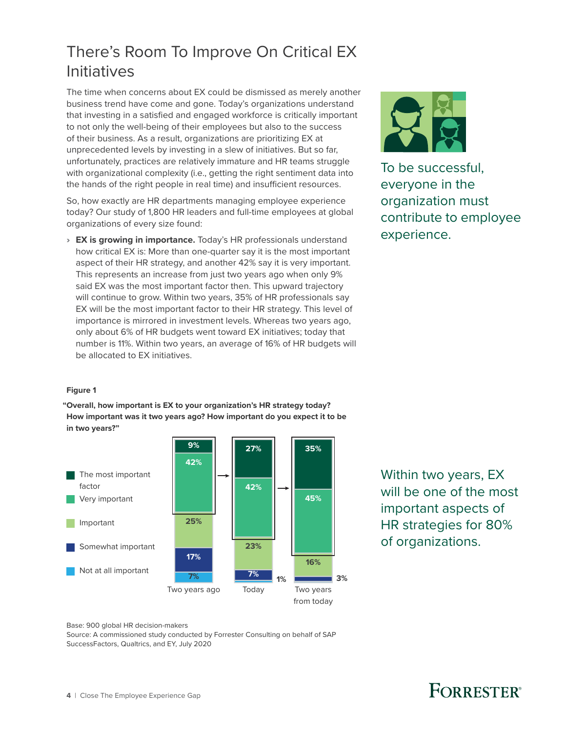# There's Room To Improve On Critical EX Initiatives

The time when concerns about EX could be dismissed as merely another business trend have come and gone. Today's organizations understand that investing in a satisfied and engaged workforce is critically important to not only the well-being of their employees but also to the success of their business. As a result, organizations are prioritizing EX at unprecedented levels by investing in a slew of initiatives. But so far, unfortunately, practices are relatively immature and HR teams struggle with organizational complexity (i.e., getting the right sentiment data into the hands of the right people in real time) and insufficient resources.

So, how exactly are HR departments managing employee experience today? Our study of 1,800 HR leaders and full-time employees at global organizations of every size found:

- **EX is growing in importance.** Today's HR professionals understand how critical EX is: More than one-quarter say it is the most important aspect of their HR strategy, and another 42% say it is very important. This represents an increase from just two years ago when only 9% said EX was the most important factor then. This upward trajectory will continue to grow. Within two years, 35% of HR professionals say EX will be the most important factor to their HR strategy. This level of importance is mirrored in investment levels. Whereas two years ago, only about 6% of HR budgets went toward EX initiatives; today that number is 11%. Within two years, an average of 16% of HR budgets will be allocated to EX initiatives.

To be successful, everyone in the organization must contribute to employee experience.

**Figure 1**

**"Overall, how important is EX to your organization's HR strategy today? How important was it two years ago? How important do you expect it to be in two years?"**

| | Two years ago | Today | Two years from today |
|---|---|---|---|
| The most important factor | 9% | 27% | 35% |
| Very important | 42% | 42% | 45% |
| Important | 25% | 23% | 16% |
| Somewhat important | 17% | 7% | 3% |
| Not at all important | 7% | 1% | |

Base: 900 global HR decision-makers

Source: A commissioned study conducted by Forrester Consulting on behalf of SAP SuccessFactors, Qualtrics, and EY, July 2020

Within two years, EX will be one of the most important aspects of HR strategies for 80% of organizations.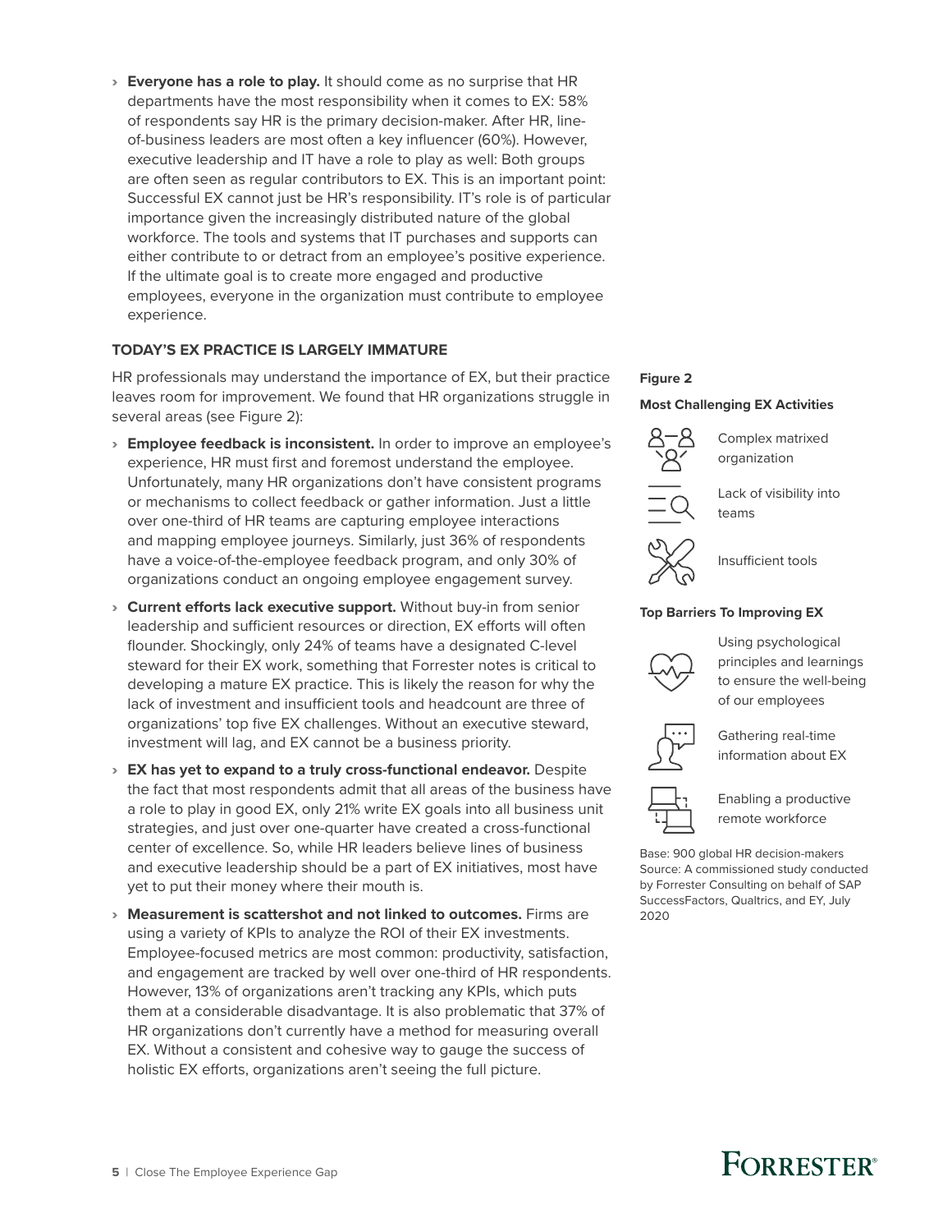- **Everyone has a role to play.** It should come as no surprise that HR departments have the most responsibility when it comes to EX: 58% of respondents say HR is the primary decision-maker. After HR, line-of-business leaders are most often a key influencer (60%). However, executive leadership and IT have a role to play as well: Both groups are often seen as regular contributors to EX. This is an important point: Successful EX cannot just be HR's responsibility. IT's role is of particular importance given the increasingly distributed nature of the global workforce. The tools and systems that IT purchases and supports can either contribute to or detract from an employee's positive experience. If the ultimate goal is to create more engaged and productive employees, everyone in the organization must contribute to employee experience.

### TODAY'S EX PRACTICE IS LARGELY IMMATURE

HR professionals may understand the importance of EX, but their practice leaves room for improvement. We found that HR organizations struggle in several areas (see Figure 2):

- **Employee feedback is inconsistent.** In order to improve an employee's experience, HR must first and foremost understand the employee. Unfortunately, many HR organizations don't have consistent programs or mechanisms to collect feedback or gather information. Just a little over one-third of HR teams are capturing employee interactions and mapping employee journeys. Similarly, just 36% of respondents have a voice-of-the-employee feedback program, and only 30% of organizations conduct an ongoing employee engagement survey.
- **Current efforts lack executive support.** Without buy-in from senior leadership and sufficient resources or direction, EX efforts will often flounder. Shockingly, only 24% of teams have a designated C-level steward for their EX work, something that Forrester notes is critical to developing a mature EX practice. This is likely the reason for why the lack of investment and insufficient tools and headcount are three of organizations' top five EX challenges. Without an executive steward, investment will lag, and EX cannot be a business priority.
- **EX has yet to expand to a truly cross-functional endeavor.** Despite the fact that most respondents admit that all areas of the business have a role to play in good EX, only 21% write EX goals into all business unit strategies, and just over one-quarter have created a cross-functional center of excellence. So, while HR leaders believe lines of business and executive leadership should be a part of EX initiatives, most have yet to put their money where their mouth is.
- **Measurement is scattershot and not linked to outcomes.** Firms are using a variety of KPIs to analyze the ROI of their EX investments. Employee-focused metrics are most common: productivity, satisfaction, and engagement are tracked by well over one-third of HR respondents. However, 13% of organizations aren't tracking any KPIs, which puts them at a considerable disadvantage. It is also problematic that 37% of HR organizations don't currently have a method for measuring overall EX. Without a consistent and cohesive way to gauge the success of holistic EX efforts, organizations aren't seeing the full picture.

**Figure 2**

**Most Challenging EX Activities**

- Complex matrixed organization
- Lack of visibility into teams
- Insufficient tools

**Top Barriers To Improving EX**

- Using psychological principles and learnings to ensure the well-being of our employees
- Gathering real-time information about EX
- Enabling a productive remote workforce

Base: 900 global HR decision-makers
Source: A commissioned study conducted by Forrester Consulting on behalf of SAP SuccessFactors, Qualtrics, and EY, July 2020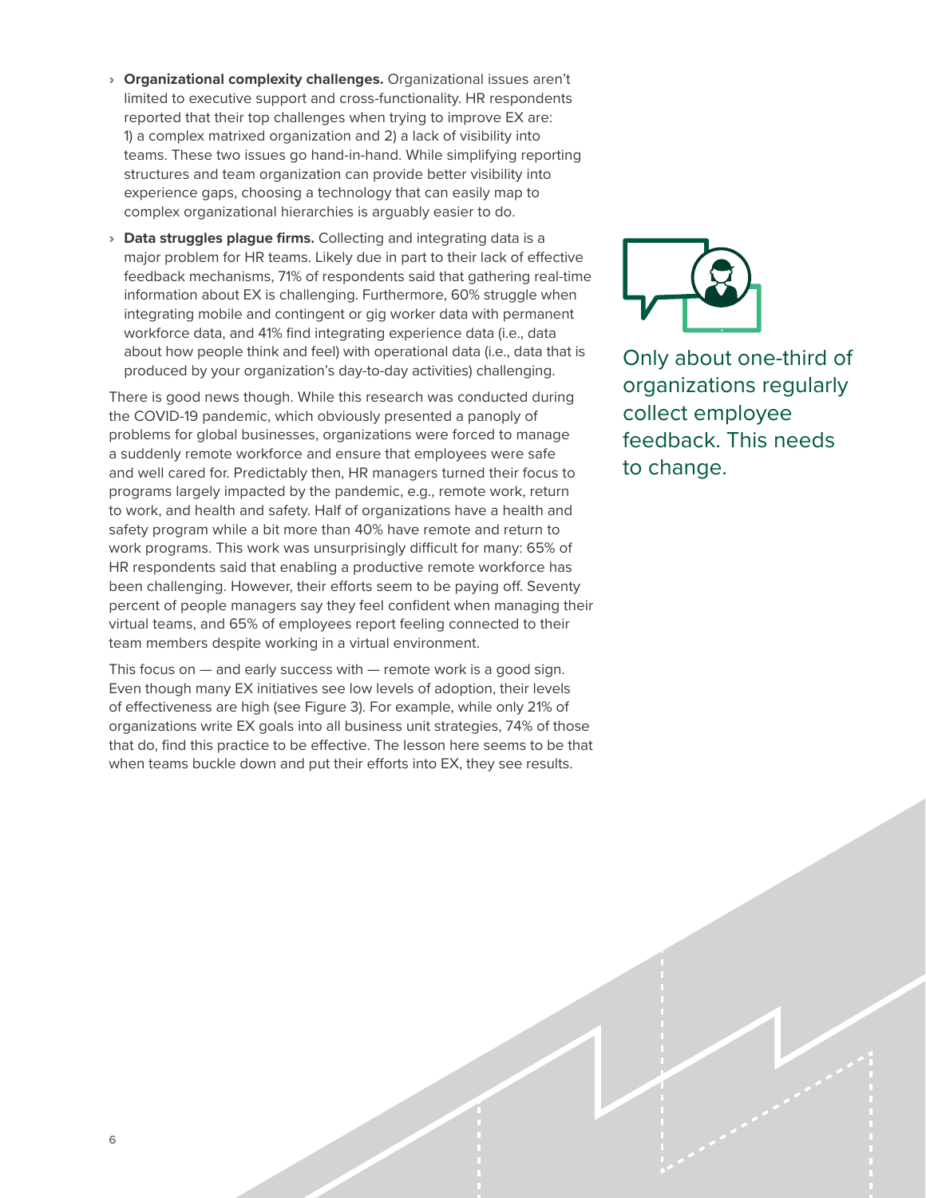- **Organizational complexity challenges.** Organizational issues aren't limited to executive support and cross-functionality. HR respondents reported that their top challenges when trying to improve EX are: 1) a complex matrixed organization and 2) a lack of visibility into teams. These two issues go hand-in-hand. While simplifying reporting structures and team organization can provide better visibility into experience gaps, choosing a technology that can easily map to complex organizational hierarchies is arguably easier to do.
- **Data struggles plague firms.** Collecting and integrating data is a major problem for HR teams. Likely due in part to their lack of effective feedback mechanisms, 71% of respondents said that gathering real-time information about EX is challenging. Furthermore, 60% struggle when integrating mobile and contingent or gig worker data with permanent workforce data, and 41% find integrating experience data (i.e., data about how people think and feel) with operational data (i.e., data that is produced by your organization's day-to-day activities) challenging.

There is good news though. While this research was conducted during the COVID-19 pandemic, which obviously presented a panoply of problems for global businesses, organizations were forced to manage a suddenly remote workforce and ensure that employees were safe and well cared for. Predictably then, HR managers turned their focus to programs largely impacted by the pandemic, e.g., remote work, return to work, and health and safety. Half of organizations have a health and safety program while a bit more than 40% have remote and return to work programs. This work was unsurprisingly difficult for many: 65% of HR respondents said that enabling a productive remote workforce has been challenging. However, their efforts seem to be paying off. Seventy percent of people managers say they feel confident when managing their virtual teams, and 65% of employees report feeling connected to their team members despite working in a virtual environment.

This focus on — and early success with — remote work is a good sign. Even though many EX initiatives see low levels of adoption, their levels of effectiveness are high (see Figure 3). For example, while only 21% of organizations write EX goals into all business unit strategies, 74% of those that do, find this practice to be effective. The lesson here seems to be that when teams buckle down and put their efforts into EX, they see results.

Only about one-third of organizations regularly collect employee feedback. This needs to change.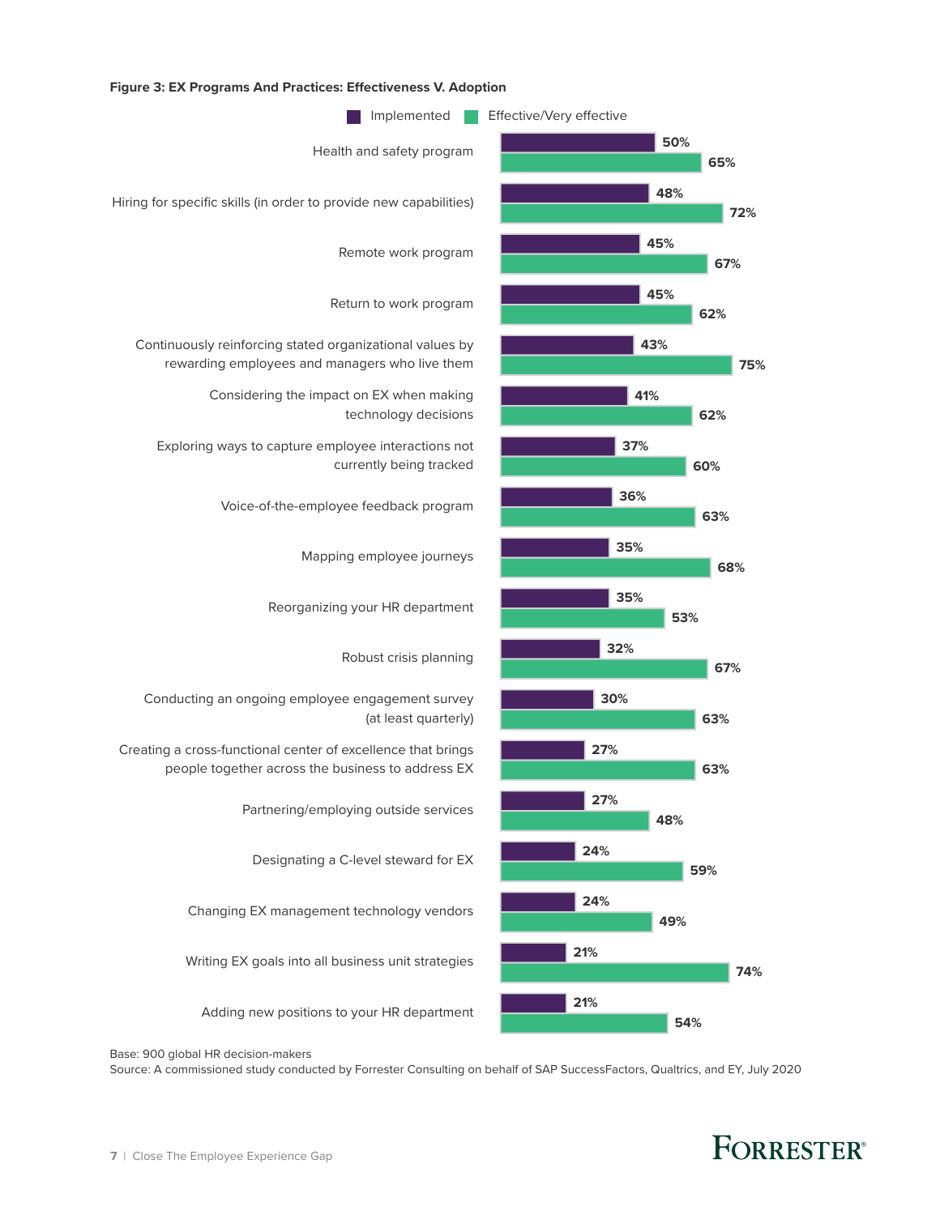**Figure 3: EX Programs And Practices: Effectiveness V. Adoption**

| Program/Practice | Implemented | Effective/Very effective |
|---|---|---|
| Health and safety program | 50% | 65% |
| Hiring for specific skills (in order to provide new capabilities) | 48% | 72% |
| Remote work program | 45% | 67% |
| Return to work program | 45% | 62% |
| Continuously reinforcing stated organizational values by rewarding employees and managers who live them | 43% | 75% |
| Considering the impact on EX when making technology decisions | 41% | 62% |
| Exploring ways to capture employee interactions not currently being tracked | 37% | 60% |
| Voice-of-the-employee feedback program | 36% | 63% |
| Mapping employee journeys | 35% | 68% |
| Reorganizing your HR department | 35% | 53% |
| Robust crisis planning | 32% | 67% |
| Conducting an ongoing employee engagement survey (at least quarterly) | 30% | 63% |
| Creating a cross-functional center of excellence that brings people together across the business to address EX | 27% | 63% |
| Partnering/employing outside services | 27% | 48% |
| Designating a C-level steward for EX | 24% | 59% |
| Changing EX management technology vendors | 24% | 49% |
| Writing EX goals into all business unit strategies | 21% | 74% |
| Adding new positions to your HR department | 21% | 54% |

Base: 900 global HR decision-makers

Source: A commissioned study conducted by Forrester Consulting on behalf of SAP SuccessFactors, Qualtrics, and EY, July 2020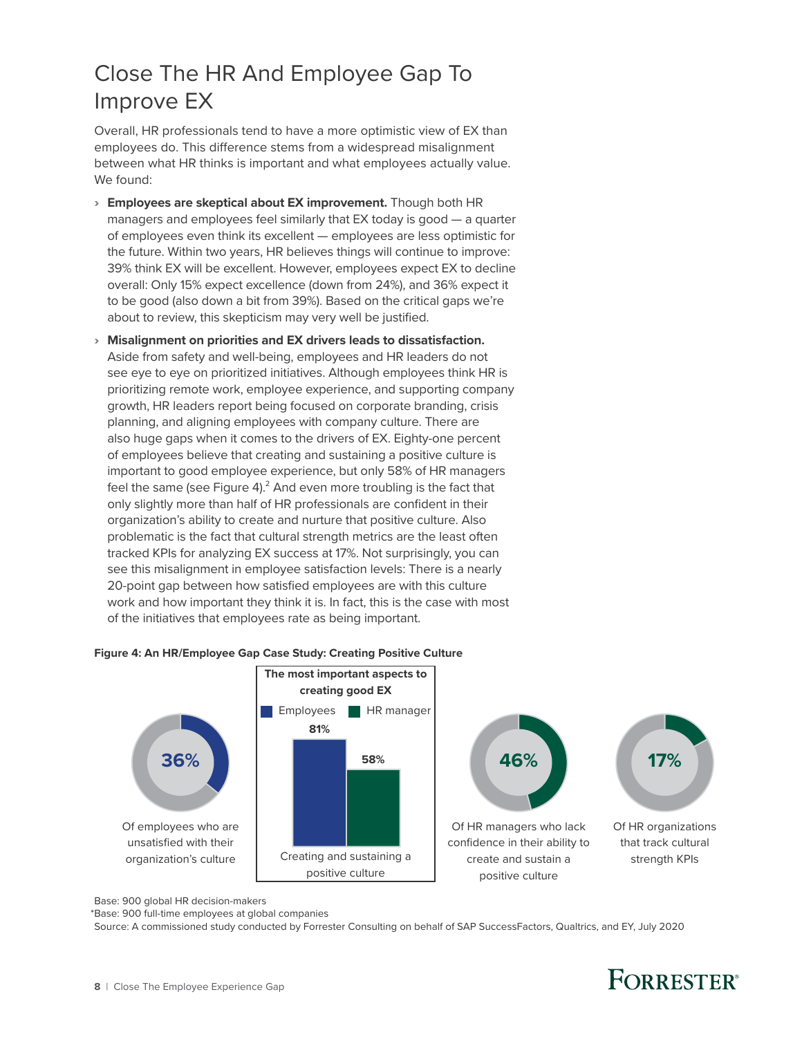# Close The HR And Employee Gap To Improve EX

Overall, HR professionals tend to have a more optimistic view of EX than employees do. This difference stems from a widespread misalignment between what HR thinks is important and what employees actually value. We found:

- **Employees are skeptical about EX improvement.** Though both HR managers and employees feel similarly that EX today is good — a quarter of employees even think its excellent — employees are less optimistic for the future. Within two years, HR believes things will continue to improve: 39% think EX will be excellent. However, employees expect EX to decline overall: Only 15% expect excellence (down from 24%), and 36% expect it to be good (also down a bit from 39%). Based on the critical gaps we're about to review, this skepticism may very well be justified.
- **Misalignment on priorities and EX drivers leads to dissatisfaction.** Aside from safety and well-being, employees and HR leaders do not see eye to eye on prioritized initiatives. Although employees think HR is prioritizing remote work, employee experience, and supporting company growth, HR leaders report being focused on corporate branding, crisis planning, and aligning employees with company culture. There are also huge gaps when it comes to the drivers of EX. Eighty-one percent of employees believe that creating and sustaining a positive culture is important to good employee experience, but only 58% of HR managers feel the same (see Figure 4).[2] And even more troubling is the fact that only slightly more than half of HR professionals are confident in their organization's ability to create and nurture that positive culture. Also problematic is the fact that cultural strength metrics are the least often tracked KPIs for analyzing EX success at 17%. Not surprisingly, you can see this misalignment in employee satisfaction levels: There is a nearly 20-point gap between how satisfied employees are with this culture work and how important they think it is. In fact, this is the case with most of the initiatives that employees rate as being important.

**Figure 4: An HR/Employee Gap Case Study: Creating Positive Culture**

36% — Of employees who are unsatisfied with their organization's culture

**The most important aspects to creating good EX**

| | Employees | HR manager |
|---|---|---|
| Creating and sustaining a positive culture | 81% | 58% |

46% — Of HR managers who lack confidence in their ability to create and sustain a positive culture

17% — Of HR organizations that track cultural strength KPIs

Base: 900 global HR decision-makers

*Base: 900 full-time employees at global companies

Source: A commissioned study conducted by Forrester Consulting on behalf of SAP SuccessFactors, Qualtrics, and EY, July 2020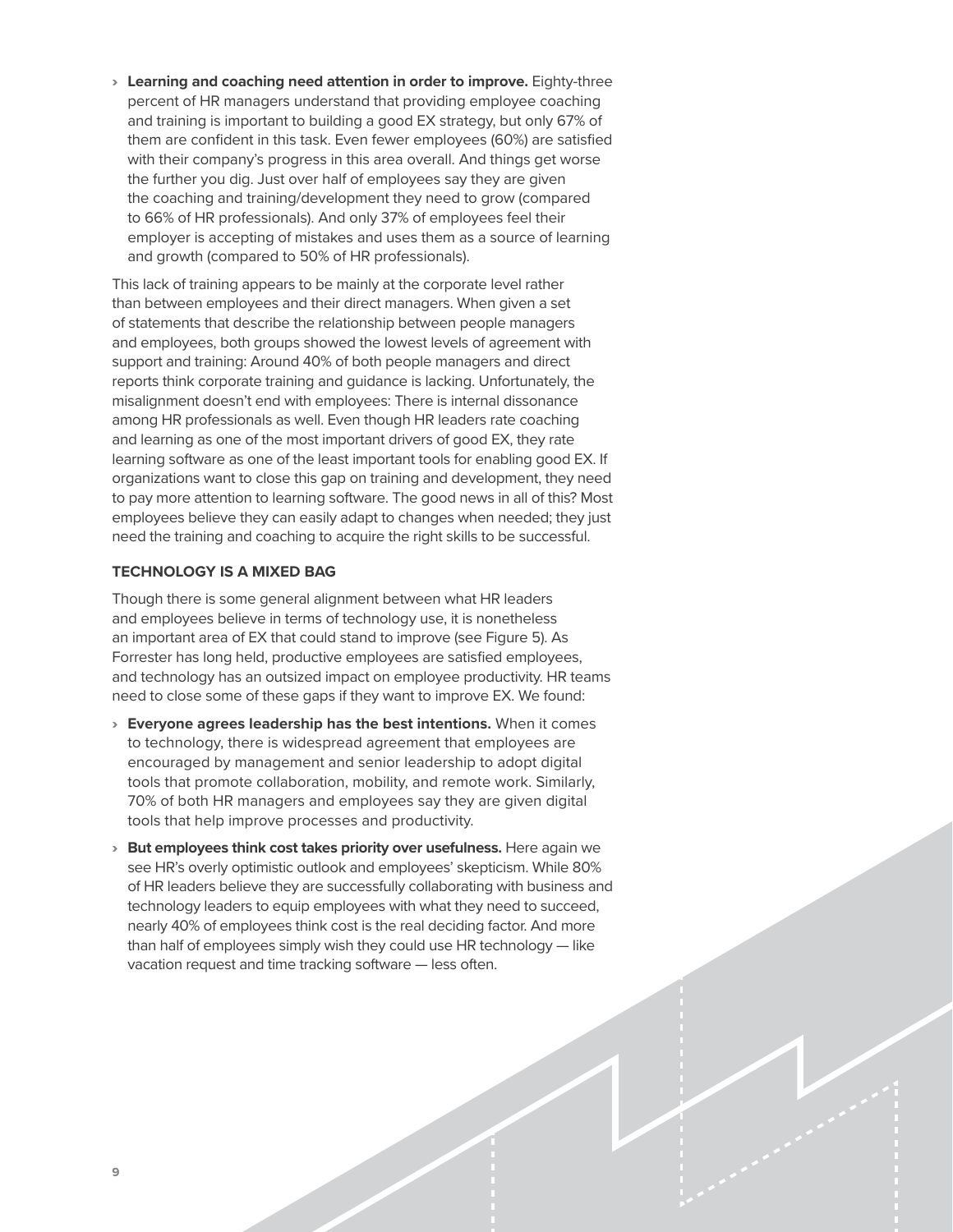- **Learning and coaching need attention in order to improve.** Eighty-three percent of HR managers understand that providing employee coaching and training is important to building a good EX strategy, but only 67% of them are confident in this task. Even fewer employees (60%) are satisfied with their company's progress in this area overall. And things get worse the further you dig. Just over half of employees say they are given the coaching and training/development they need to grow (compared to 66% of HR professionals). And only 37% of employees feel their employer is accepting of mistakes and uses them as a source of learning and growth (compared to 50% of HR professionals).

This lack of training appears to be mainly at the corporate level rather than between employees and their direct managers. When given a set of statements that describe the relationship between people managers and employees, both groups showed the lowest levels of agreement with support and training: Around 40% of both people managers and direct reports think corporate training and guidance is lacking. Unfortunately, the misalignment doesn't end with employees: There is internal dissonance among HR professionals as well. Even though HR leaders rate coaching and learning as one of the most important drivers of good EX, they rate learning software as one of the least important tools for enabling good EX. If organizations want to close this gap on training and development, they need to pay more attention to learning software. The good news in all of this? Most employees believe they can easily adapt to changes when needed; they just need the training and coaching to acquire the right skills to be successful.

## TECHNOLOGY IS A MIXED BAG

Though there is some general alignment between what HR leaders and employees believe in terms of technology use, it is nonetheless an important area of EX that could stand to improve (see Figure 5). As Forrester has long held, productive employees are satisfied employees, and technology has an outsized impact on employee productivity. HR teams need to close some of these gaps if they want to improve EX. We found:

- **Everyone agrees leadership has the best intentions.** When it comes to technology, there is widespread agreement that employees are encouraged by management and senior leadership to adopt digital tools that promote collaboration, mobility, and remote work. Similarly, 70% of both HR managers and employees say they are given digital tools that help improve processes and productivity.
- **But employees think cost takes priority over usefulness.** Here again we see HR's overly optimistic outlook and employees' skepticism. While 80% of HR leaders believe they are successfully collaborating with business and technology leaders to equip employees with what they need to succeed, nearly 40% of employees think cost is the real deciding factor. And more than half of employees simply wish they could use HR technology — like vacation request and time tracking software — less often.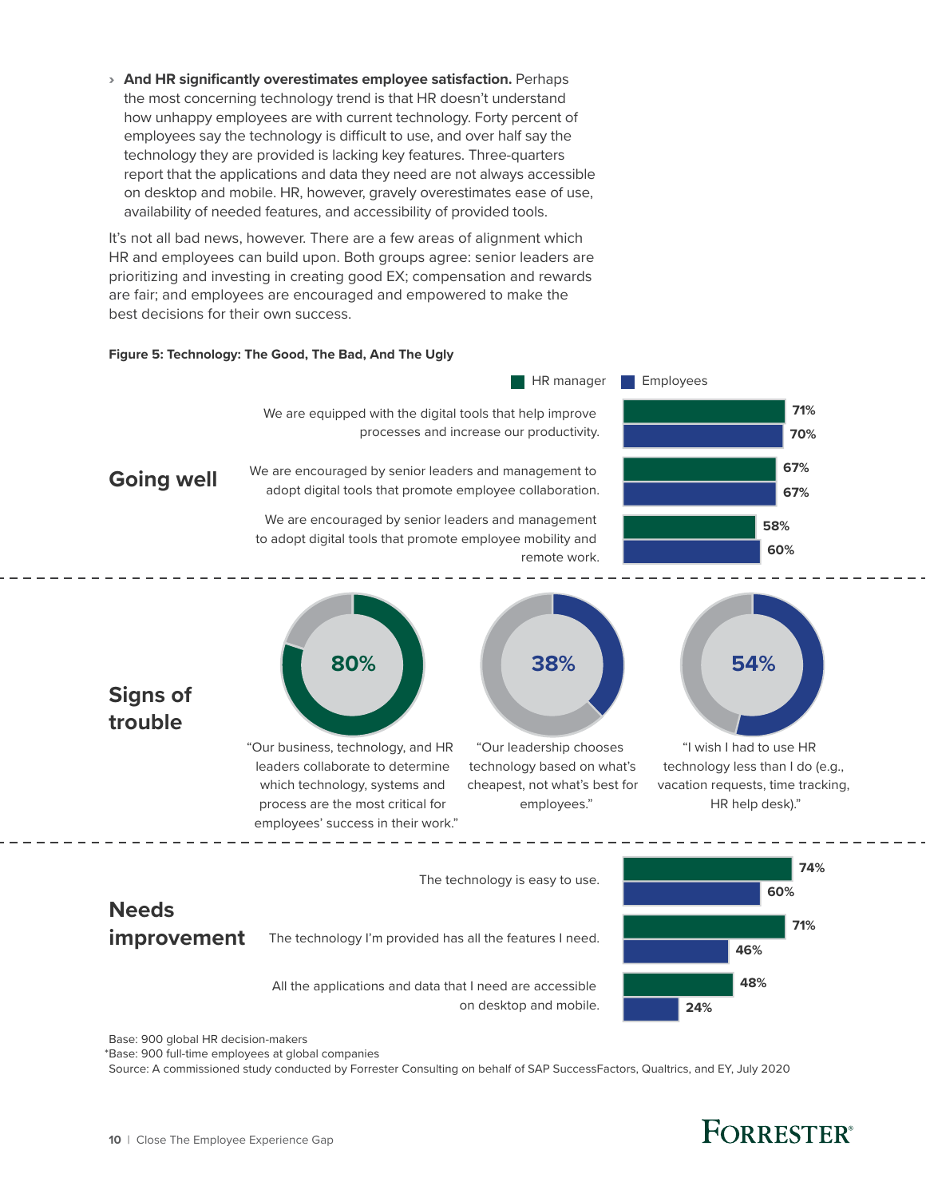- **And HR significantly overestimates employee satisfaction.** Perhaps the most concerning technology trend is that HR doesn't understand how unhappy employees are with current technology. Forty percent of employees say the technology is difficult to use, and over half say the technology they are provided is lacking key features. Three-quarters report that the applications and data they need are not always accessible on desktop and mobile. HR, however, gravely overestimates ease of use, availability of needed features, and accessibility of provided tools.

It's not all bad news, however. There are a few areas of alignment which HR and employees can build upon. Both groups agree: senior leaders are prioritizing and investing in creating good EX; compensation and rewards are fair; and employees are encouraged and empowered to make the best decisions for their own success.

**Figure 5: Technology: The Good, The Bad, And The Ugly**

**Going well**

| Statement | HR manager | Employees |
|---|---|---|
| We are equipped with the digital tools that help improve processes and increase our productivity. | 71% | 70% |
| We are encouraged by senior leaders and management to adopt digital tools that promote employee collaboration. | 67% | 67% |
| We are encouraged by senior leaders and management to adopt digital tools that promote employee mobility and remote work. | 58% | 60% |

**Signs of trouble**

- 80%: "Our business, technology, and HR leaders collaborate to determine which technology, systems and process are the most critical for employees' success in their work."
- 38%: "Our leadership chooses technology based on what's cheapest, not what's best for employees."
- 54%: "I wish I had to use HR technology less than I do (e.g., vacation requests, time tracking, HR help desk)."

**Needs improvement**

| Statement | HR manager | Employees |
|---|---|---|
| The technology is easy to use. | 74% | 60% |
| The technology I'm provided has all the features I need. | 71% | 46% |
| All the applications and data that I need are accessible on desktop and mobile. | 48% | 24% |

Base: 900 global HR decision-makers

*Base: 900 full-time employees at global companies

Source: A commissioned study conducted by Forrester Consulting on behalf of SAP SuccessFactors, Qualtrics, and EY, July 2020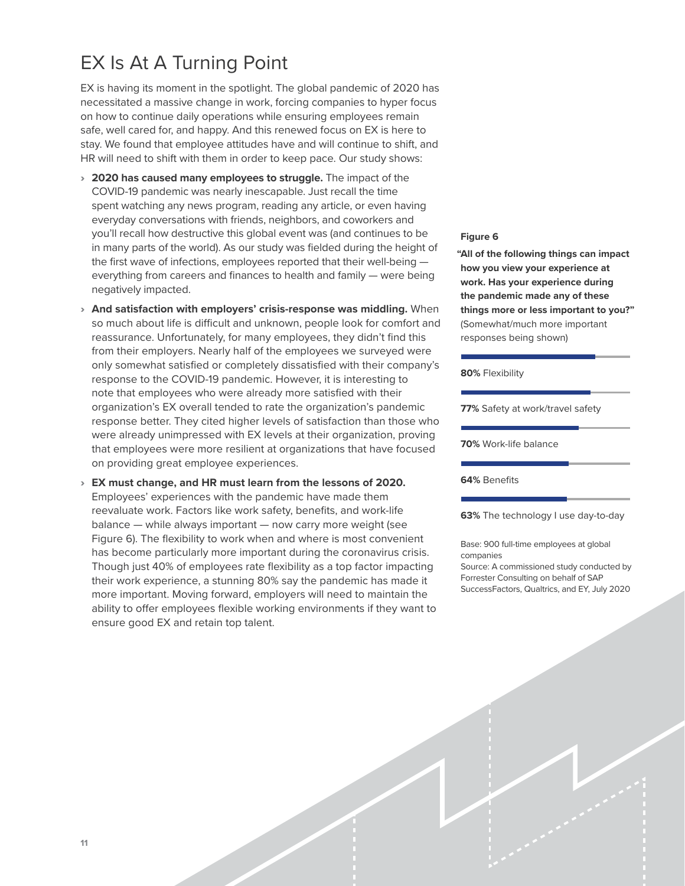# EX Is At A Turning Point

EX is having its moment in the spotlight. The global pandemic of 2020 has necessitated a massive change in work, forcing companies to hyper focus on how to continue daily operations while ensuring employees remain safe, well cared for, and happy. And this renewed focus on EX is here to stay. We found that employee attitudes have and will continue to shift, and HR will need to shift with them in order to keep pace. Our study shows:

- **2020 has caused many employees to struggle.** The impact of the COVID-19 pandemic was nearly inescapable. Just recall the time spent watching any news program, reading any article, or even having everyday conversations with friends, neighbors, and coworkers and you'll recall how destructive this global event was (and continues to be in many parts of the world). As our study was fielded during the height of the first wave of infections, employees reported that their well-being — everything from careers and finances to health and family — were being negatively impacted.
- **And satisfaction with employers' crisis-response was middling.** When so much about life is difficult and unknown, people look for comfort and reassurance. Unfortunately, for many employees, they didn't find this from their employers. Nearly half of the employees we surveyed were only somewhat satisfied or completely dissatisfied with their company's response to the COVID-19 pandemic. However, it is interesting to note that employees who were already more satisfied with their organization's EX overall tended to rate the organization's pandemic response better. They cited higher levels of satisfaction than those who were already unimpressed with EX levels at their organization, proving that employees were more resilient at organizations that have focused on providing great employee experiences.
- **EX must change, and HR must learn from the lessons of 2020.** Employees' experiences with the pandemic have made them reevaluate work. Factors like work safety, benefits, and work-life balance — while always important — now carry more weight (see Figure 6). The flexibility to work when and where is most convenient has become particularly more important during the coronavirus crisis. Though just 40% of employees rate flexibility as a top factor impacting their work experience, a stunning 80% say the pandemic has made it more important. Moving forward, employers will need to maintain the ability to offer employees flexible working environments if they want to ensure good EX and retain top talent.

**Figure 6**

**"All of the following things can impact how you view your experience at work. Has your experience during the pandemic made any of these things more or less important to you?"** (Somewhat/much more important responses being shown)

**80%** Flexibility

**77%** Safety at work/travel safety

**70%** Work-life balance

**64%** Benefits

**63%** The technology I use day-to-day

Base: 900 full-time employees at global companies

Source: A commissioned study conducted by Forrester Consulting on behalf of SAP SuccessFactors, Qualtrics, and EY, July 2020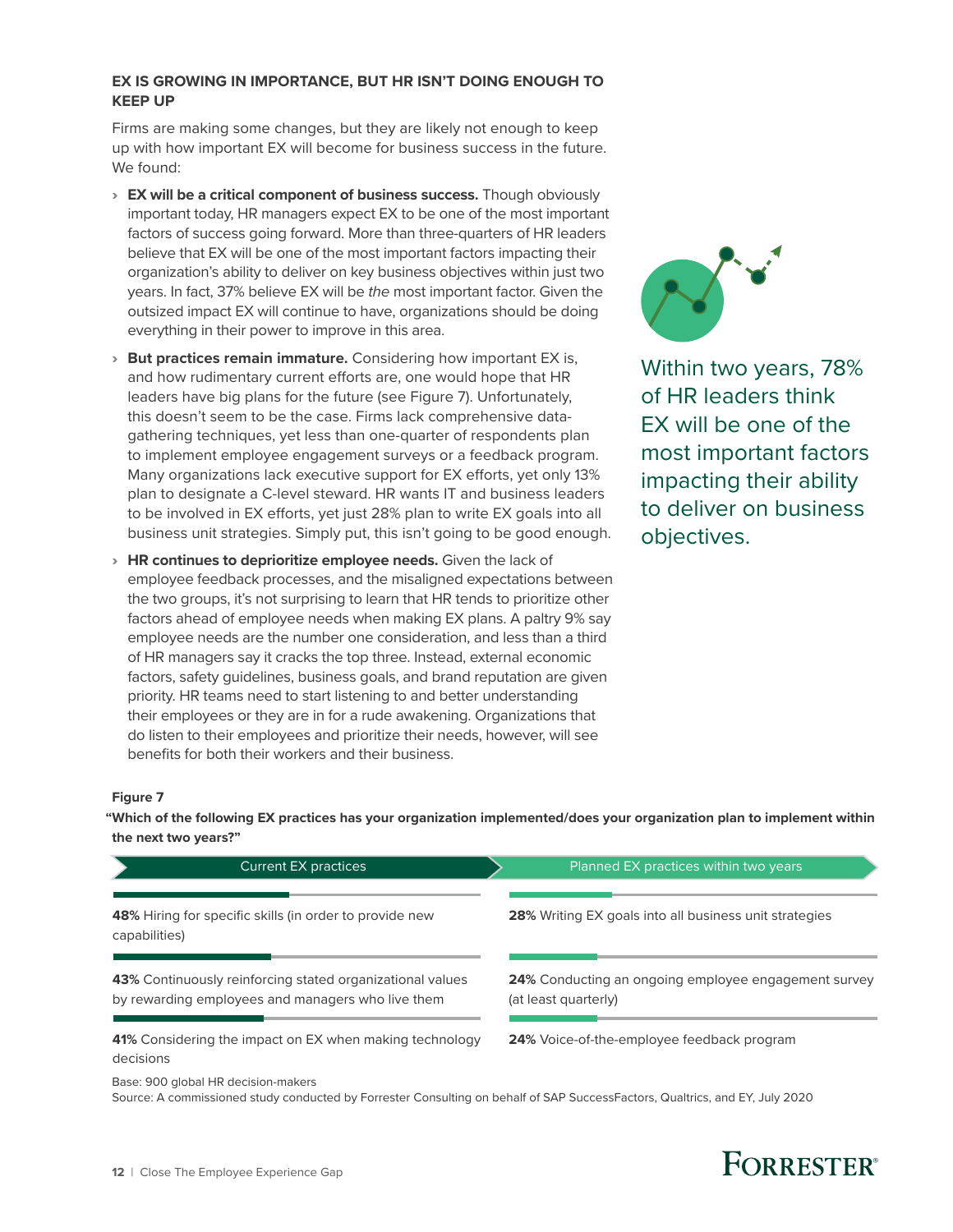### EX IS GROWING IN IMPORTANCE, BUT HR ISN'T DOING ENOUGH TO KEEP UP

Firms are making some changes, but they are likely not enough to keep up with how important EX will become for business success in the future. We found:

- **EX will be a critical component of business success.** Though obviously important today, HR managers expect EX to be one of the most important factors of success going forward. More than three-quarters of HR leaders believe that EX will be one of the most important factors impacting their organization's ability to deliver on key business objectives within just two years. In fact, 37% believe EX will be *the* most important factor. Given the outsized impact EX will continue to have, organizations should be doing everything in their power to improve in this area.
- **But practices remain immature.** Considering how important EX is, and how rudimentary current efforts are, one would hope that HR leaders have big plans for the future (see Figure 7). Unfortunately, this doesn't seem to be the case. Firms lack comprehensive data-gathering techniques, yet less than one-quarter of respondents plan to implement employee engagement surveys or a feedback program. Many organizations lack executive support for EX efforts, yet only 13% plan to designate a C-level steward. HR wants IT and business leaders to be involved in EX efforts, yet just 28% plan to write EX goals into all business unit strategies. Simply put, this isn't going to be good enough.
- **HR continues to deprioritize employee needs.** Given the lack of employee feedback processes, and the misaligned expectations between the two groups, it's not surprising to learn that HR tends to prioritize other factors ahead of employee needs when making EX plans. A paltry 9% say employee needs are the number one consideration, and less than a third of HR managers say it cracks the top three. Instead, external economic factors, safety guidelines, business goals, and brand reputation are given priority. HR teams need to start listening to and better understanding their employees or they are in for a rude awakening. Organizations that do listen to their employees and prioritize their needs, however, will see benefits for both their workers and their business.

Within two years, 78% of HR leaders think EX will be one of the most important factors impacting their ability to deliver on business objectives.

**Figure 7**

**"Which of the following EX practices has your organization implemented/does your organization plan to implement within the next two years?"**

| Current EX practices | Planned EX practices within two years |
|---|---|
| **48%** Hiring for specific skills (in order to provide new capabilities) | **28%** Writing EX goals into all business unit strategies |
| **43%** Continuously reinforcing stated organizational values by rewarding employees and managers who live them | **24%** Conducting an ongoing employee engagement survey (at least quarterly) |
| **41%** Considering the impact on EX when making technology decisions | **24%** Voice-of-the-employee feedback program |

Base: 900 global HR decision-makers

Source: A commissioned study conducted by Forrester Consulting on behalf of SAP SuccessFactors, Qualtrics, and EY, July 2020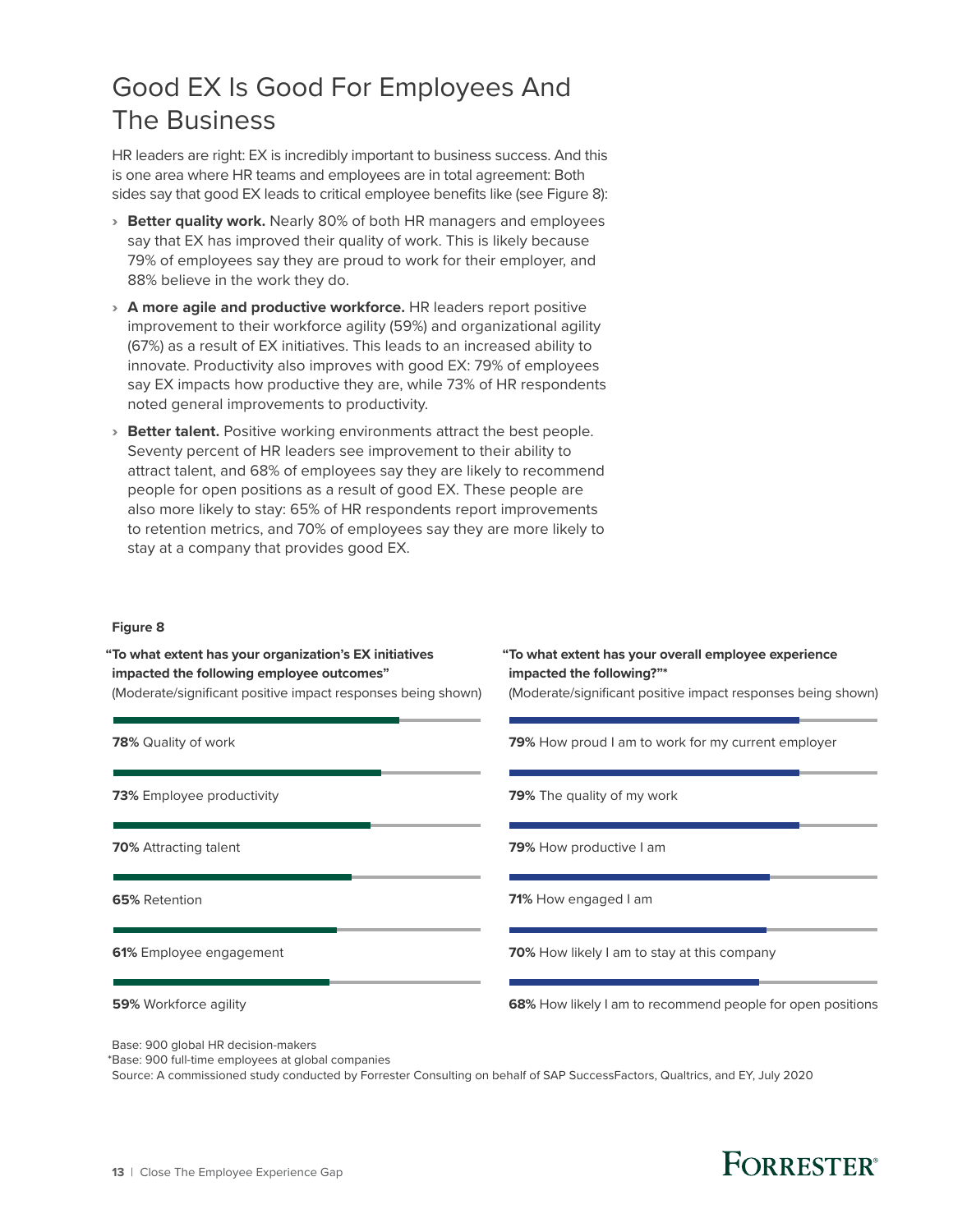# Good EX Is Good For Employees And The Business

HR leaders are right: EX is incredibly important to business success. And this is one area where HR teams and employees are in total agreement: Both sides say that good EX leads to critical employee benefits like (see Figure 8):

- **Better quality work.** Nearly 80% of both HR managers and employees say that EX has improved their quality of work. This is likely because 79% of employees say they are proud to work for their employer, and 88% believe in the work they do.
- **A more agile and productive workforce.** HR leaders report positive improvement to their workforce agility (59%) and organizational agility (67%) as a result of EX initiatives. This leads to an increased ability to innovate. Productivity also improves with good EX: 79% of employees say EX impacts how productive they are, while 73% of HR respondents noted general improvements to productivity.
- **Better talent.** Positive working environments attract the best people. Seventy percent of HR leaders see improvement to their ability to attract talent, and 68% of employees say they are likely to recommend people for open positions as a result of good EX. These people are also more likely to stay: 65% of HR respondents report improvements to retention metrics, and 70% of employees say they are more likely to stay at a company that provides good EX.

**Figure 8**

**"To what extent has your organization's EX initiatives impacted the following employee outcomes"**
(Moderate/significant positive impact responses being shown)

| % | Outcome |
|---|---|
| **78%** | Quality of work |
| **73%** | Employee productivity |
| **70%** | Attracting talent |
| **65%** | Retention |
| **61%** | Employee engagement |
| **59%** | Workforce agility |

**"To what extent has your overall employee experience impacted the following?"***
(Moderate/significant positive impact responses being shown)

| % | Outcome |
|---|---|
| **79%** | How proud I am to work for my current employer |
| **79%** | The quality of my work |
| **79%** | How productive I am |
| **71%** | How engaged I am |
| **70%** | How likely I am to stay at this company |
| **68%** | How likely I am to recommend people for open positions |

Base: 900 global HR decision-makers
*Base: 900 full-time employees at global companies
Source: A commissioned study conducted by Forrester Consulting on behalf of SAP SuccessFactors, Qualtrics, and EY, July 2020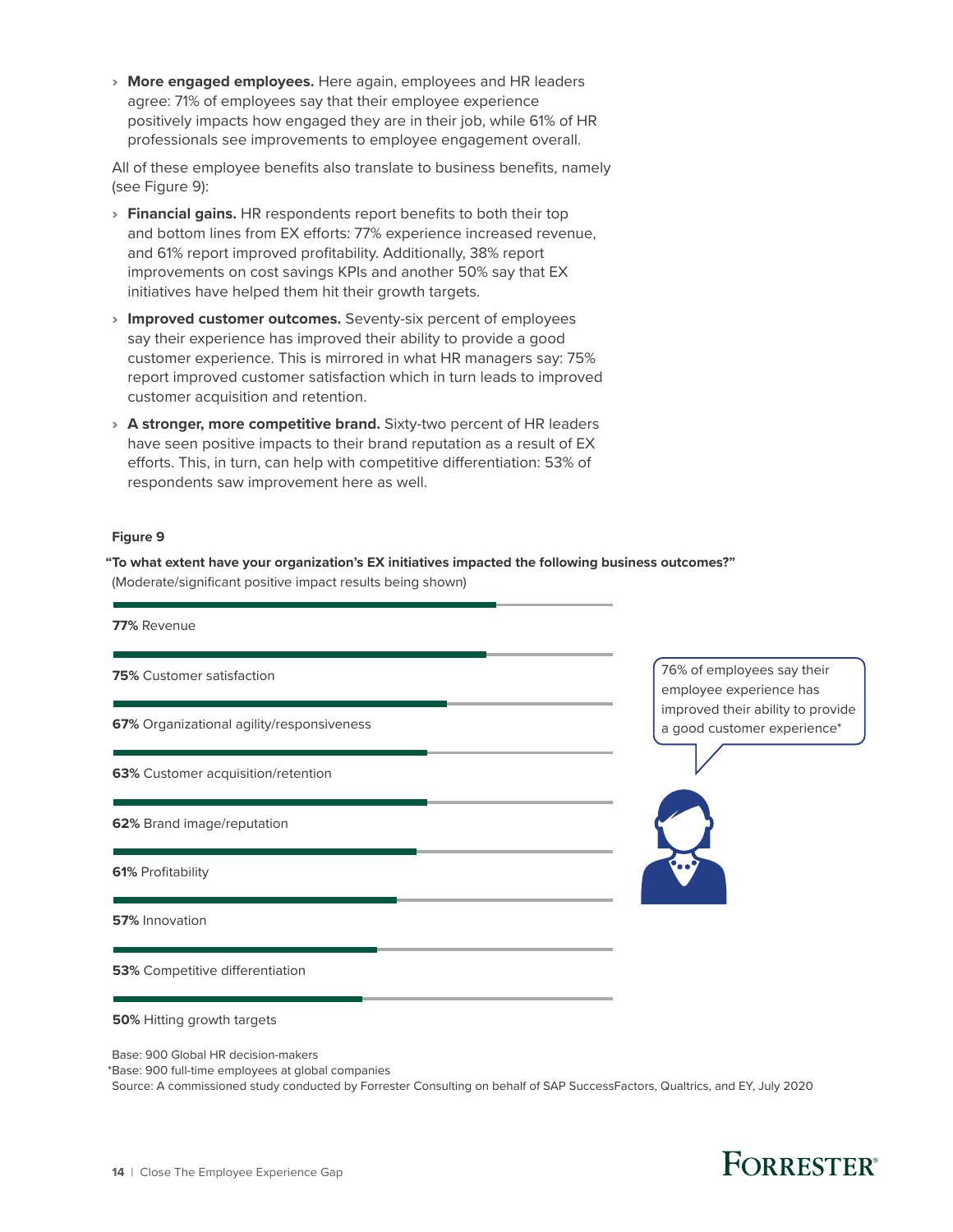- **More engaged employees.** Here again, employees and HR leaders agree: 71% of employees say that their employee experience positively impacts how engaged they are in their job, while 61% of HR professionals see improvements to employee engagement overall.

All of these employee benefits also translate to business benefits, namely (see Figure 9):

- **Financial gains.** HR respondents report benefits to both their top and bottom lines from EX efforts: 77% experience increased revenue, and 61% report improved profitability. Additionally, 38% report improvements on cost savings KPIs and another 50% say that EX initiatives have helped them hit their growth targets.
- **Improved customer outcomes.** Seventy-six percent of employees say their experience has improved their ability to provide a good customer experience. This is mirrored in what HR managers say: 75% report improved customer satisfaction which in turn leads to improved customer acquisition and retention.
- **A stronger, more competitive brand.** Sixty-two percent of HR leaders have seen positive impacts to their brand reputation as a result of EX efforts. This, in turn, can help with competitive differentiation: 53% of respondents saw improvement here as well.

**Figure 9**

**"To what extent have your organization's EX initiatives impacted the following business outcomes?"**
(Moderate/significant positive impact results being shown)

| Business outcome | % |
|---|---|
| Revenue | 77% |
| Customer satisfaction | 75% |
| Organizational agility/responsiveness | 67% |
| Customer acquisition/retention | 63% |
| Brand image/reputation | 62% |
| Profitability | 61% |
| Innovation | 57% |
| Competitive differentiation | 53% |
| Hitting growth targets | 50% |

76% of employees say their employee experience has improved their ability to provide a good customer experience*

Base: 900 Global HR decision-makers
*Base: 900 full-time employees at global companies
Source: A commissioned study conducted by Forrester Consulting on behalf of SAP SuccessFactors, Qualtrics, and EY, July 2020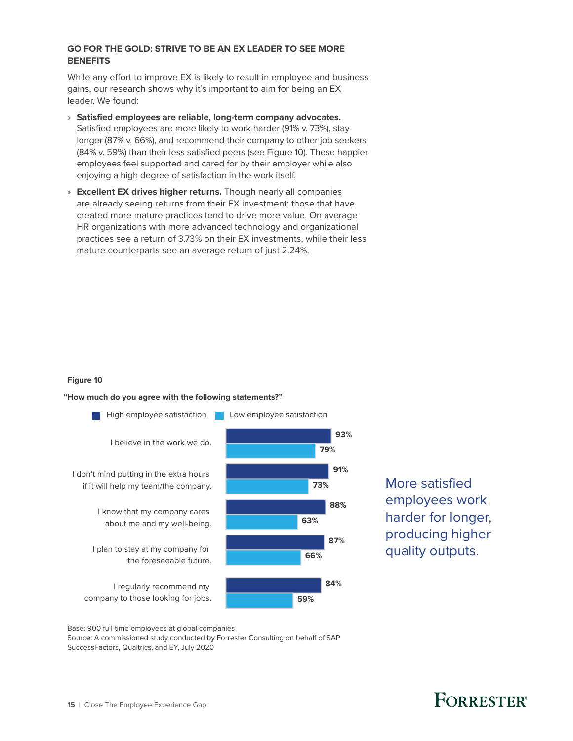### GO FOR THE GOLD: STRIVE TO BE AN EX LEADER TO SEE MORE BENEFITS

While any effort to improve EX is likely to result in employee and business gains, our research shows why it's important to aim for being an EX leader. We found:

- **Satisfied employees are reliable, long-term company advocates.** Satisfied employees are more likely to work harder (91% v. 73%), stay longer (87% v. 66%), and recommend their company to other job seekers (84% v. 59%) than their less satisfied peers (see Figure 10). These happier employees feel supported and cared for by their employer while also enjoying a high degree of satisfaction in the work itself.
- **Excellent EX drives higher returns.** Though nearly all companies are already seeing returns from their EX investment; those that have created more mature practices tend to drive more value. On average HR organizations with more advanced technology and organizational practices see a return of 3.73% on their EX investments, while their less mature counterparts see an average return of just 2.24%.

**Figure 10**

**"How much do you agree with the following statements?"**

| Statement | High employee satisfaction | Low employee satisfaction |
|---|---|---|
| I believe in the work we do. | 93% | 79% |
| I don't mind putting in the extra hours if it will help my team/the company. | 91% | 73% |
| I know that my company cares about me and my well-being. | 88% | 63% |
| I plan to stay at my company for the foreseeable future. | 87% | 66% |
| I regularly recommend my company to those looking for jobs. | 84% | 59% |

More satisfied employees work harder for longer, producing higher quality outputs.

Base: 900 full-time employees at global companies
Source: A commissioned study conducted by Forrester Consulting on behalf of SAP SuccessFactors, Qualtrics, and EY, July 2020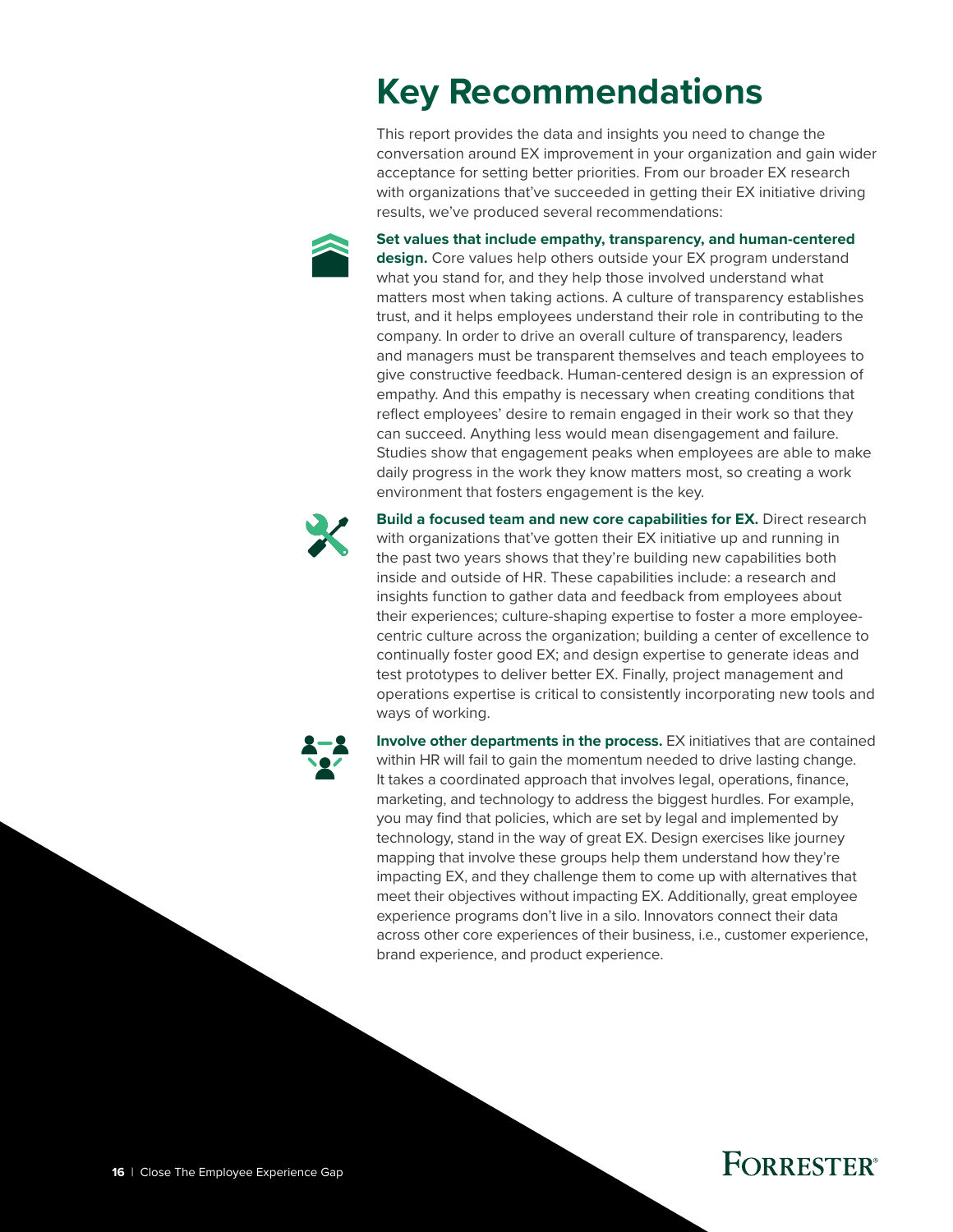# Key Recommendations

This report provides the data and insights you need to change the conversation around EX improvement in your organization and gain wider acceptance for setting better priorities. From our broader EX research with organizations that've succeeded in getting their EX initiative driving results, we've produced several recommendations:

**Set values that include empathy, transparency, and human-centered design.** Core values help others outside your EX program understand what you stand for, and they help those involved understand what matters most when taking actions. A culture of transparency establishes trust, and it helps employees understand their role in contributing to the company. In order to drive an overall culture of transparency, leaders and managers must be transparent themselves and teach employees to give constructive feedback. Human-centered design is an expression of empathy. And this empathy is necessary when creating conditions that reflect employees' desire to remain engaged in their work so that they can succeed. Anything less would mean disengagement and failure. Studies show that engagement peaks when employees are able to make daily progress in the work they know matters most, so creating a work environment that fosters engagement is the key.

**Build a focused team and new core capabilities for EX.** Direct research with organizations that've gotten their EX initiative up and running in the past two years shows that they're building new capabilities both inside and outside of HR. These capabilities include: a research and insights function to gather data and feedback from employees about their experiences; culture-shaping expertise to foster a more employee-centric culture across the organization; building a center of excellence to continually foster good EX; and design expertise to generate ideas and test prototypes to deliver better EX. Finally, project management and operations expertise is critical to consistently incorporating new tools and ways of working.

**Involve other departments in the process.** EX initiatives that are contained within HR will fail to gain the momentum needed to drive lasting change. It takes a coordinated approach that involves legal, operations, finance, marketing, and technology to address the biggest hurdles. For example, you may find that policies, which are set by legal and implemented by technology, stand in the way of great EX. Design exercises like journey mapping that involve these groups help them understand how they're impacting EX, and they challenge them to come up with alternatives that meet their objectives without impacting EX. Additionally, great employee experience programs don't live in a silo. Innovators connect their data across other core experiences of their business, i.e., customer experience, brand experience, and product experience.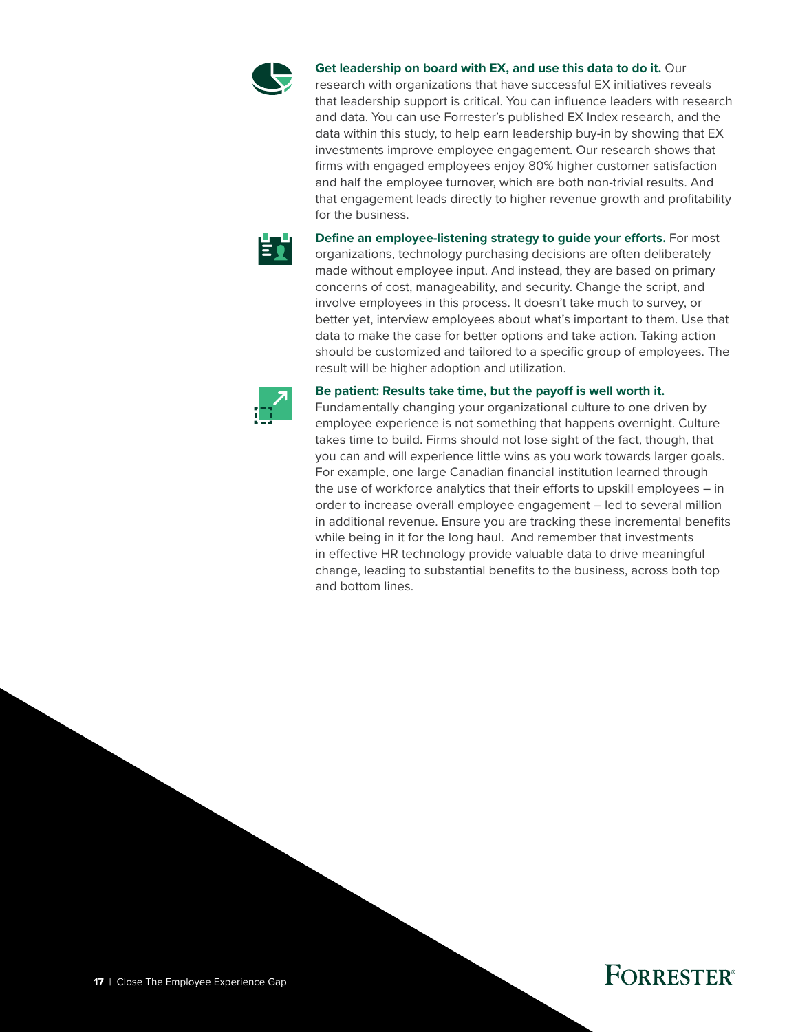**Get leadership on board with EX, and use this data to do it.** Our research with organizations that have successful EX initiatives reveals that leadership support is critical. You can influence leaders with research and data. You can use Forrester's published EX Index research, and the data within this study, to help earn leadership buy-in by showing that EX investments improve employee engagement. Our research shows that firms with engaged employees enjoy 80% higher customer satisfaction and half the employee turnover, which are both non-trivial results. And that engagement leads directly to higher revenue growth and profitability for the business.

**Define an employee-listening strategy to guide your efforts.** For most organizations, technology purchasing decisions are often deliberately made without employee input. And instead, they are based on primary concerns of cost, manageability, and security. Change the script, and involve employees in this process. It doesn't take much to survey, or better yet, interview employees about what's important to them. Use that data to make the case for better options and take action. Taking action should be customized and tailored to a specific group of employees. The result will be higher adoption and utilization.

**Be patient: Results take time, but the payoff is well worth it.** Fundamentally changing your organizational culture to one driven by employee experience is not something that happens overnight. Culture takes time to build. Firms should not lose sight of the fact, though, that you can and will experience little wins as you work towards larger goals. For example, one large Canadian financial institution learned through the use of workforce analytics that their efforts to upskill employees – in order to increase overall employee engagement – led to several million in additional revenue. Ensure you are tracking these incremental benefits while being in it for the long haul. And remember that investments in effective HR technology provide valuable data to drive meaningful change, leading to substantial benefits to the business, across both top and bottom lines.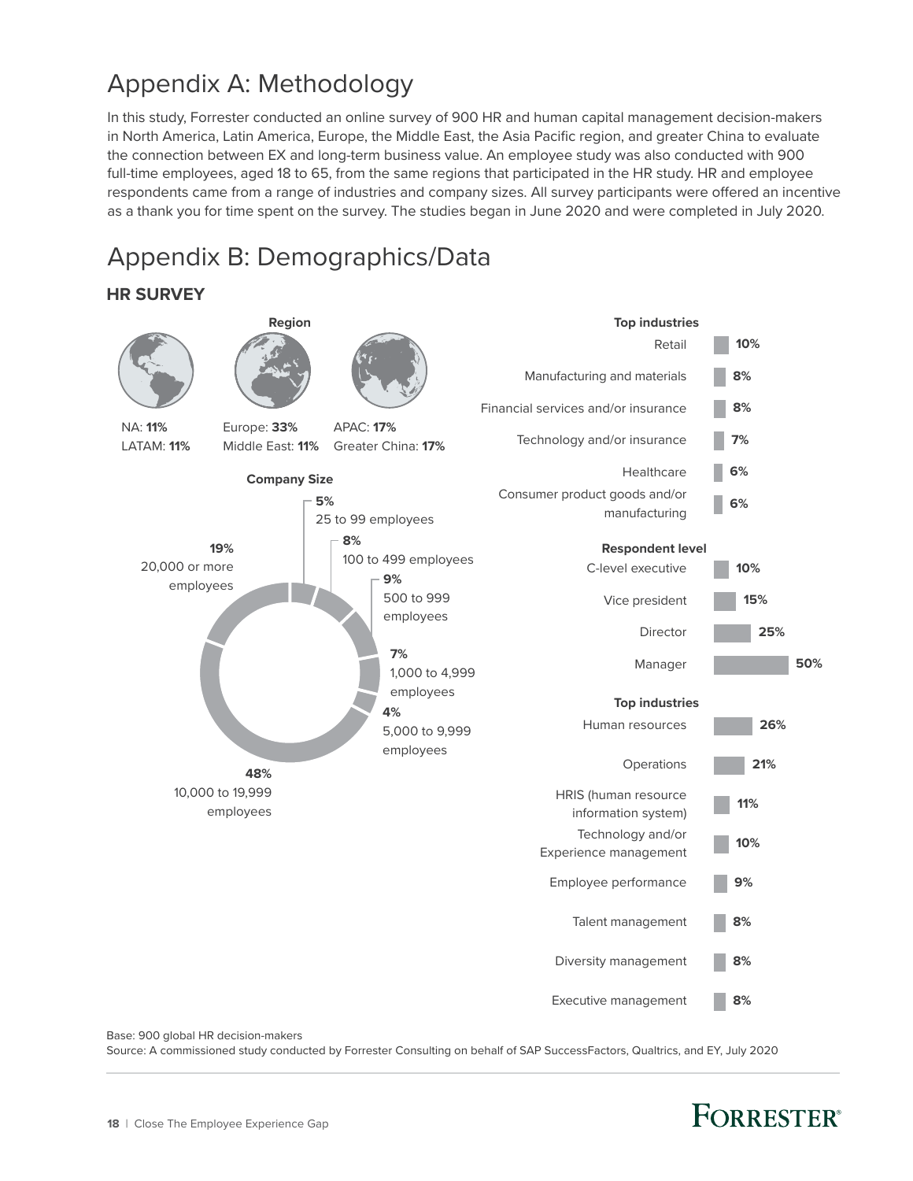# Appendix A: Methodology

In this study, Forrester conducted an online survey of 900 HR and human capital management decision-makers in North America, Latin America, Europe, the Middle East, the Asia Pacific region, and greater China to evaluate the connection between EX and long-term business value. An employee study was also conducted with 900 full-time employees, aged 18 to 65, from the same regions that participated in the HR study. HR and employee respondents came from a range of industries and company sizes. All survey participants were offered an incentive as a thank you for time spent on the survey. The studies began in June 2020 and were completed in July 2020.

# Appendix B: Demographics/Data

### HR SURVEY

**Region**

NA: **11%**
LATAM: **11%**
Europe: **33%**
Middle East: **11%**
APAC: **17%**
Greater China: **17%**

**Company Size**

| Company size | % |
|---|---|
| 25 to 99 employees | 5% |
| 100 to 499 employees | 8% |
| 500 to 999 employees | 9% |
| 1,000 to 4,999 employees | 7% |
| 5,000 to 9,999 employees | 4% |
| 10,000 to 19,999 employees | 48% |
| 20,000 or more employees | 19% |

**Top industries**

| Industry | % |
|---|---|
| Retail | 10% |
| Manufacturing and materials | 8% |
| Financial services and/or insurance | 8% |
| Technology and/or insurance | 7% |
| Healthcare | 6% |
| Consumer product goods and/or manufacturing | 6% |

**Respondent level**

| Level | % |
|---|---|
| C-level executive | 10% |
| Vice president | 15% |
| Director | 25% |
| Manager | 50% |

**Top industries**

| Industry | % |
|---|---|
| Human resources | 26% |
| Operations | 21% |
| HRIS (human resource information system) | 11% |
| Technology and/or Experience management | 10% |
| Employee performance | 9% |
| Talent management | 8% |
| Diversity management | 8% |
| Executive management | 8% |

Base: 900 global HR decision-makers
Source: A commissioned study conducted by Forrester Consulting on behalf of SAP SuccessFactors, Qualtrics, and EY, July 2020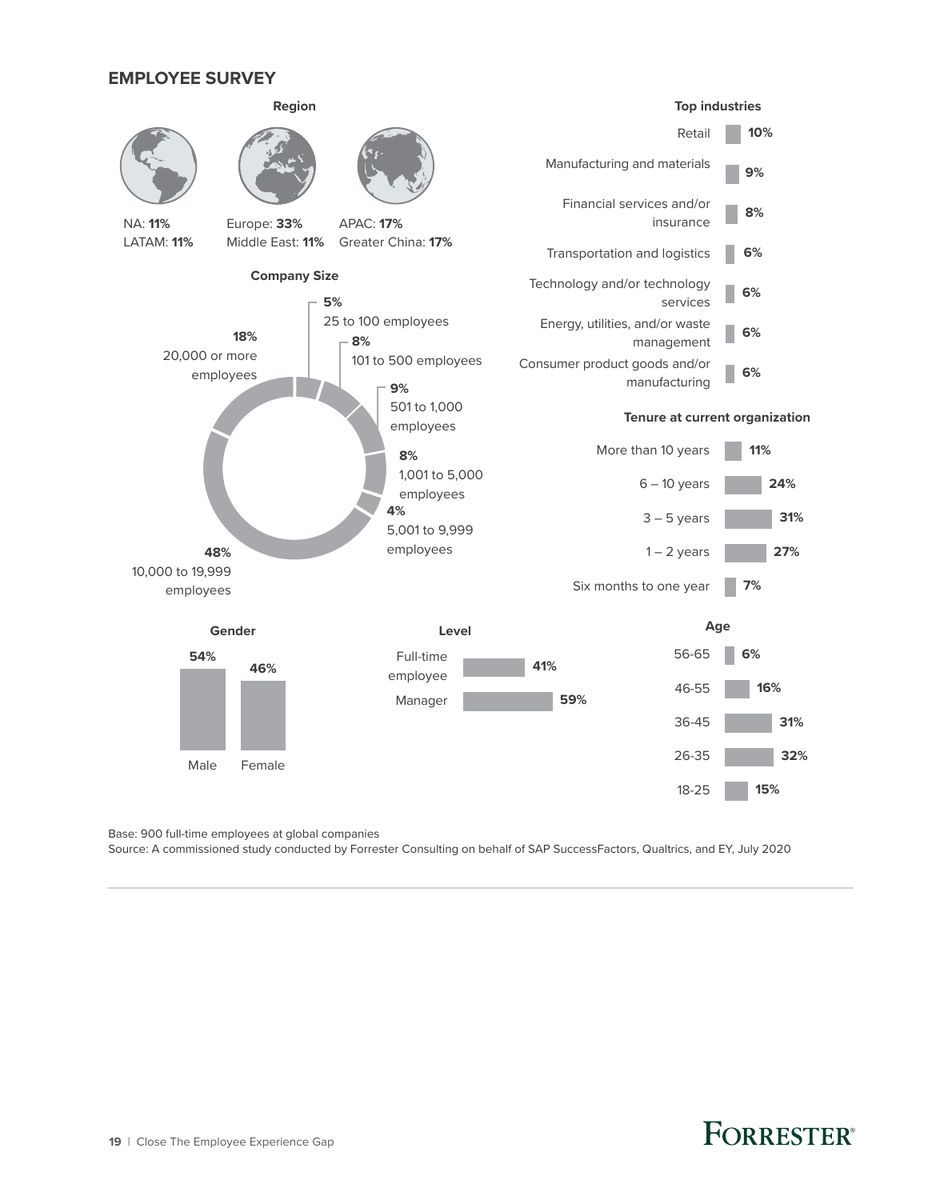## EMPLOYEE SURVEY

### Region

NA: **11%**
LATAM: **11%**

Europe: **33%**
Middle East: **11%**

APAC: **17%**
Greater China: **17%**

### Company Size

| Company size | Percentage |
|---|---|
| 25 to 100 employees | 5% |
| 101 to 500 employees | 8% |
| 501 to 1,000 employees | 9% |
| 1,001 to 5,000 employees | 8% |
| 5,001 to 9,999 employees | 4% |
| 10,000 to 19,999 employees | 48% |
| 20,000 or more employees | 18% |

### Top industries

| Industry | Percentage |
|---|---|
| Retail | 10% |
| Manufacturing and materials | 9% |
| Financial services and/or insurance | 8% |
| Transportation and logistics | 6% |
| Technology and/or technology services | 6% |
| Energy, utilities, and/or waste management | 6% |
| Consumer product goods and/or manufacturing | 6% |

### Tenure at current organization

| Tenure | Percentage |
|---|---|
| More than 10 years | 11% |
| 6 – 10 years | 24% |
| 3 – 5 years | 31% |
| 1 – 2 years | 27% |
| Six months to one year | 7% |

### Gender

| Gender | Percentage |
|---|---|
| Male | 54% |
| Female | 46% |

### Level

| Level | Percentage |
|---|---|
| Full-time employee | 41% |
| Manager | 59% |

### Age

| Age | Percentage |
|---|---|
| 56-65 | 6% |
| 46-55 | 16% |
| 36-45 | 31% |
| 26-35 | 32% |
| 18-25 | 15% |

Base: 900 full-time employees at global companies
Source: A commissioned study conducted by Forrester Consulting on behalf of SAP SuccessFactors, Qualtrics, and EY, July 2020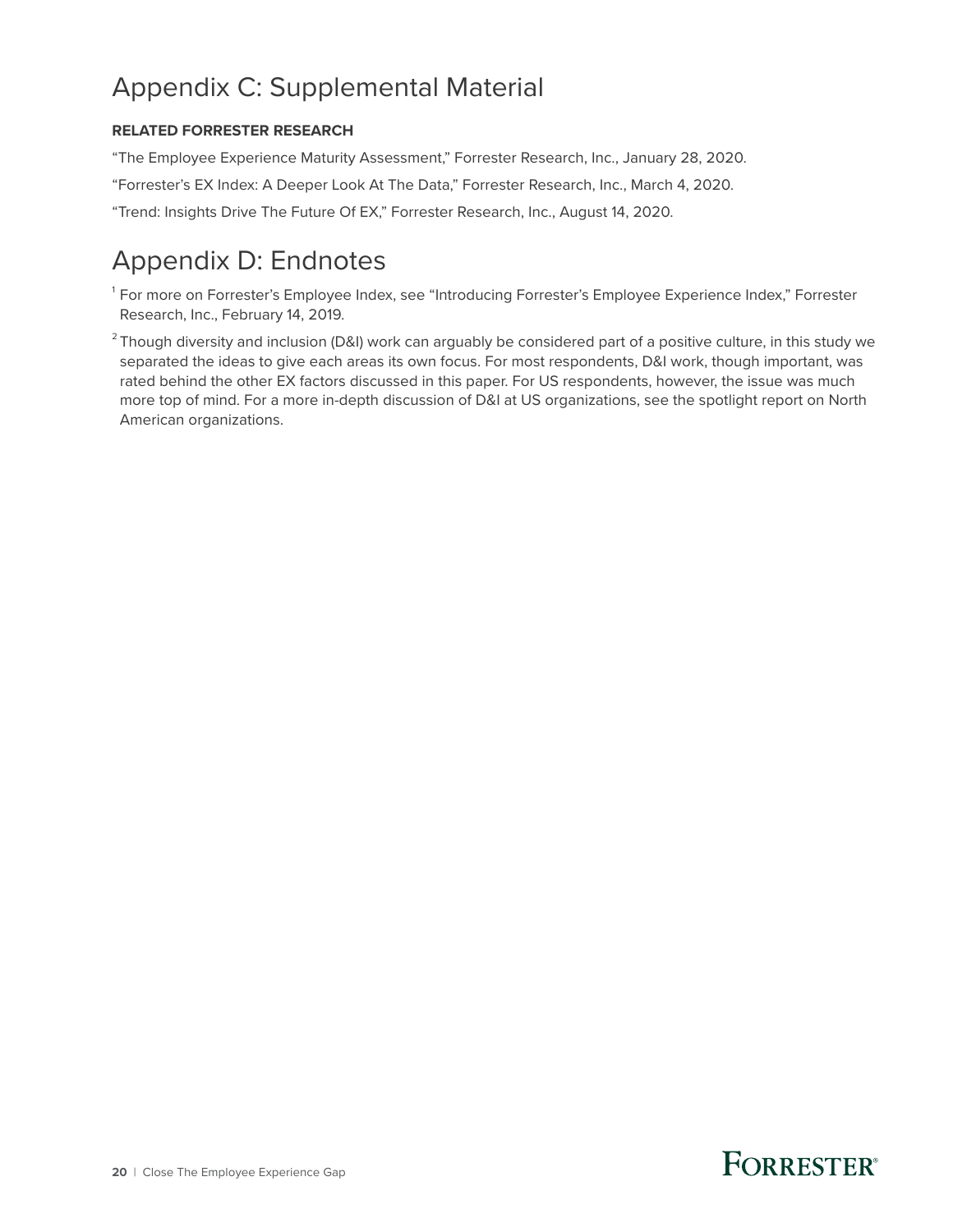## Appendix C: Supplemental Material

**RELATED FORRESTER RESEARCH**

"The Employee Experience Maturity Assessment," Forrester Research, Inc., January 28, 2020.

"Forrester's EX Index: A Deeper Look At The Data," Forrester Research, Inc., March 4, 2020.

"Trend: Insights Drive The Future Of EX," Forrester Research, Inc., August 14, 2020.

## Appendix D: Endnotes

[1] For more on Forrester's Employee Index, see "Introducing Forrester's Employee Experience Index," Forrester Research, Inc., February 14, 2019.

[2] Though diversity and inclusion (D&I) work can arguably be considered part of a positive culture, in this study we separated the ideas to give each areas its own focus. For most respondents, D&I work, though important, was rated behind the other EX factors discussed in this paper. For US respondents, however, the issue was much more top of mind. For a more in-depth discussion of D&I at US organizations, see the spotlight report on North American organizations.